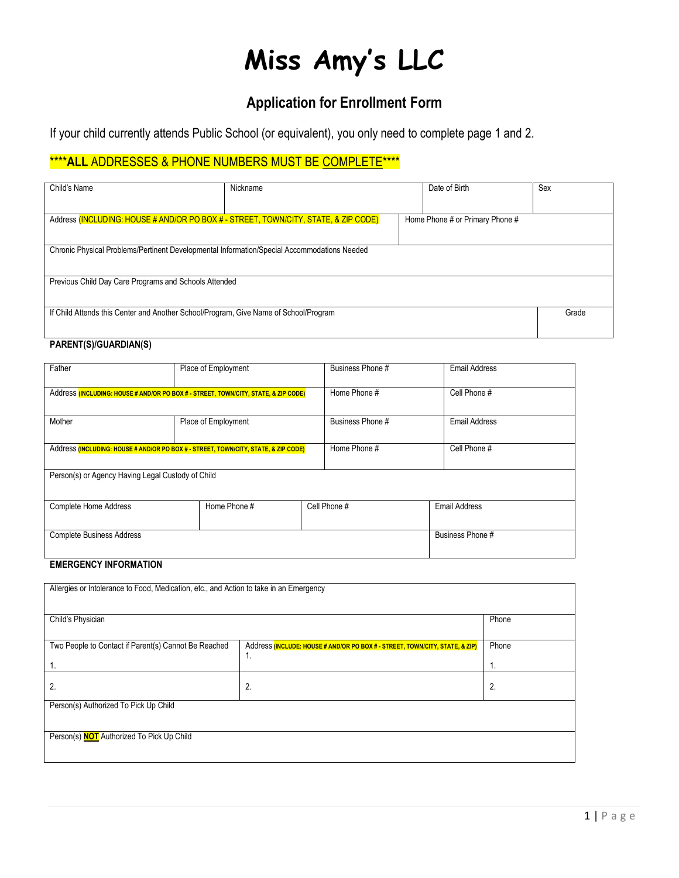# Miss Amy's LLC

## Application for Enrollment Form

If your child currently attends Public School (or equivalent), you only need to complete page 1 and 2.

****ALL ADDRESSES & PHONE NUMBERS MUST BE COMPLETE****

| Child's Name | Nickname | Date of Birth | Sex |
|---|---|---|---|
| Address (INCLUDING: HOUSE # AND/OR PO BOX # - STREET, TOWN/CITY, STATE, & ZIP CODE) | | Home Phone # or Primary Phone # | |
| Chronic Physical Problems/Pertinent Developmental Information/Special Accommodations Needed | | | |
| Previous Child Day Care Programs and Schools Attended | | | |
| If Child Attends this Center and Another School/Program, Give Name of School/Program | | | Grade |

**PARENT(S)/GUARDIAN(S)**

| Father | Place of Employment | Business Phone # | Email Address |
|---|---|---|---|
| Address (INCLUDING: HOUSE # AND/OR PO BOX # - STREET, TOWN/CITY, STATE, & ZIP CODE) | | Home Phone # | Cell Phone # |
| Mother | Place of Employment | Business Phone # | Email Address |
| Address (INCLUDING: HOUSE # AND/OR PO BOX # - STREET, TOWN/CITY, STATE, & ZIP CODE) | | Home Phone # | Cell Phone # |

| Person(s) or Agency Having Legal Custody of Child | | | |
|---|---|---|---|
| Complete Home Address | Home Phone # | Cell Phone # | Email Address |
| Complete Business Address | | | Business Phone # |

**EMERGENCY INFORMATION**

| Allergies or Intolerance to Food, Medication, etc., and Action to take in an Emergency | | |
|---|---|---|
| Child's Physician | | Phone |
| Two People to Contact if Parent(s) Cannot Be Reached<br>1. | Address (INCLUDE: HOUSE # AND/OR PO BOX # - STREET, TOWN/CITY, STATE, & ZIP)<br>1. | Phone<br>1. |
| 2. | 2. | 2. |
| Person(s) Authorized To Pick Up Child | | |
| Person(s) **NOT** Authorized To Pick Up Child | | |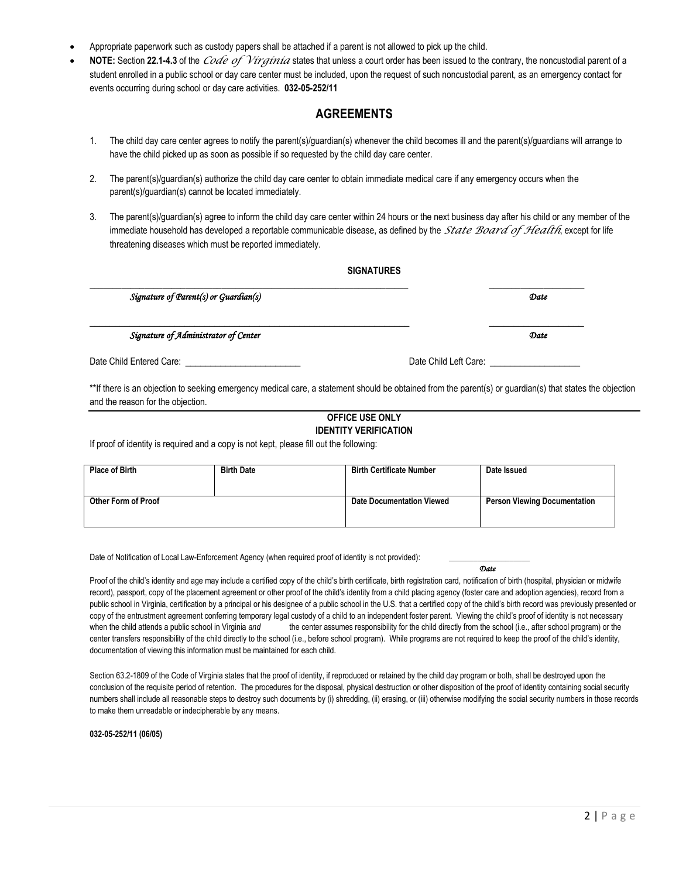- Appropriate paperwork such as custody papers shall be attached if a parent is not allowed to pick up the child.
- **NOTE:** Section **22.1-4.3** of the *Code of Virginia* states that unless a court order has been issued to the contrary, the noncustodial parent of a student enrolled in a public school or day care center must be included, upon the request of such noncustodial parent, as an emergency contact for events occurring during school or day care activities. **032-05-252/11**

## AGREEMENTS

1. The child day care center agrees to notify the parent(s)/guardian(s) whenever the child becomes ill and the parent(s)/guardians will arrange to have the child picked up as soon as possible if so requested by the child day care center.

2. The parent(s)/guardian(s) authorize the child day care center to obtain immediate medical care if any emergency occurs when the parent(s)/guardian(s) cannot be located immediately.

3. The parent(s)/guardian(s) agree to inform the child day care center within 24 hours or the next business day after his child or any member of the immediate household has developed a reportable communicable disease, as defined by the *State Board of Health*, except for life threatening diseases which must be reported immediately.

**SIGNATURES**

_______________________________________________ ____________________

*Signature of Parent(s) or Guardian(s)* *Date*

_______________________________________________ ____________________

*Signature of Administrator of Center* *Date*

Date Child Entered Care: ________________________ Date Child Left Care: ___________________

**If there is an objection to seeking emergency medical care, a statement should be obtained from the parent(s) or guardian(s) that states the objection and the reason for the objection.

**OFFICE USE ONLY**
**IDENTITY VERIFICATION**

If proof of identity is required and a copy is not kept, please fill out the following:

| Place of Birth | Birth Date | Birth Certificate Number | Date Issued |
|---|---|---|---|
| | | | |
| **Other Form of Proof** | | **Date Documentation Viewed** | **Person Viewing Documentation** |
| | | | |

Date of Notification of Local Law-Enforcement Agency (when required proof of identity is not provided): ___________________
*Date*

Proof of the child's identity and age may include a certified copy of the child's birth certificate, birth registration card, notification of birth (hospital, physician or midwife record), passport, copy of the placement agreement or other proof of the child's identity from a child placing agency (foster care and adoption agencies), record from a public school in Virginia, certification by a principal or his designee of a public school in the U.S. that a certified copy of the child's birth record was previously presented or copy of the entrustment agreement conferring temporary legal custody of a child to an independent foster parent. Viewing the child's proof of identity is not necessary when the child attends a public school in Virginia *and* the center assumes responsibility for the child directly from the school (i.e., after school program) or the center transfers responsibility of the child directly to the school (i.e., before school program). While programs are not required to keep the proof of the child's identity, documentation of viewing this information must be maintained for each child.

Section 63.2-1809 of the Code of Virginia states that the proof of identity, if reproduced or retained by the child day program or both, shall be destroyed upon the conclusion of the requisite period of retention. The procedures for the disposal, physical destruction or other disposition of the proof of identity containing social security numbers shall include all reasonable steps to destroy such documents by (i) shredding, (ii) erasing, or (iii) otherwise modifying the social security numbers in those records to make them unreadable or indecipherable by any means.

**032-05-252/11 (06/05)**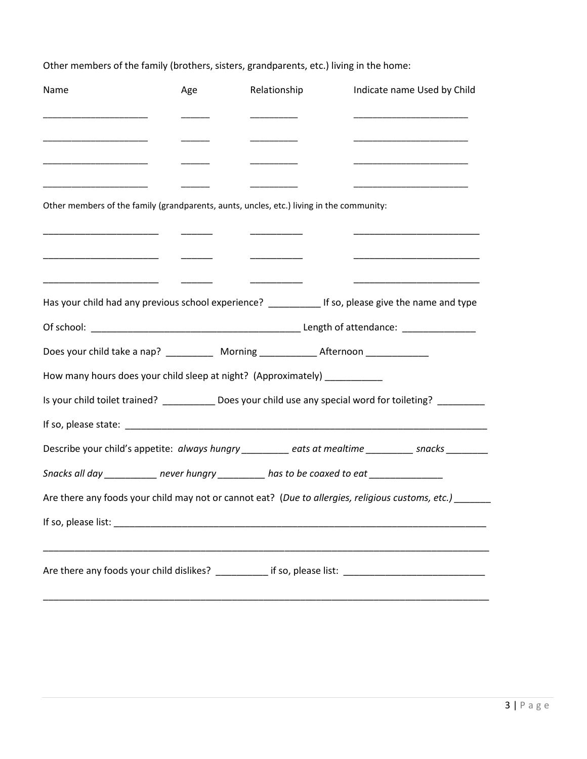Other members of the family (brothers, sisters, grandparents, etc.) living in the home:

| Name | Age | Relationship | Indicate name Used by Child |
| --- | --- | --- | --- |
| ____________________ | _____ | _________ | ______________________ |
| ____________________ | _____ | _________ | ______________________ |
| ____________________ | _____ | _________ | ______________________ |
| ____________________ | _____ | _________ | ______________________ |

Other members of the family (grandparents, aunts, uncles, etc.) living in the community:

| | | | |
| --- | --- | --- | --- |
| ______________________ | ______ | __________ | _________________________ |
| ______________________ | ______ | __________ | _________________________ |
| ______________________ | ______ | __________ | _________________________ |

Has your child had any previous school experience? __________ If so, please give the name and type

Of school: _______________________________________ Length of attendance: ______________

Does your child take a nap? _________ Morning ___________ Afternoon ____________

How many hours does your child sleep at night? (Approximately) ___________

Is your child toilet trained? __________ Does your child use any special word for toileting? _________

If so, please state: ________________________________________________________________________

Describe your child's appetite: *always hungry* _________ *eats at mealtime* _________ *snacks* ________

*Snacks all day* __________ *never hungry* _________ *has to be coaxed to eat* ______________

Are there any foods your child may not or cannot eat? (*Due to allergies, religious customs, etc.)* _______

If so, please list: __________________________________________________________________________

______________________________________________________________________________________

Are there any foods your child dislikes? __________ if so, please list: ___________________________

______________________________________________________________________________________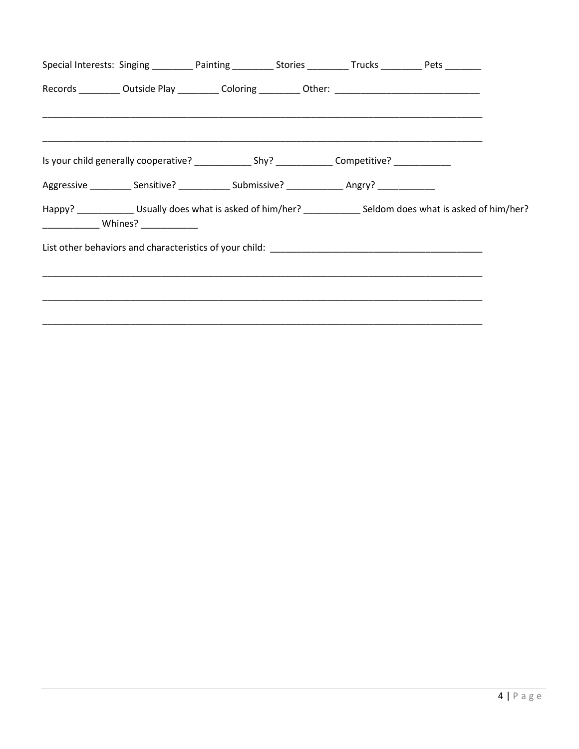Special Interests: Singing ________ Painting ________ Stories ________ Trucks ________ Pets _______

Records ________ Outside Play ________ Coloring ________ Other: ____________________________

_________________________________________________________________________________________

_________________________________________________________________________________________

Is your child generally cooperative? ___________ Shy? ___________ Competitive? ___________

Aggressive ________ Sensitive? __________ Submissive? ___________ Angry? ___________

Happy? ___________ Usually does what is asked of him/her? ___________ Seldom does what is asked of him/her? ___________ Whines? ___________

List other behaviors and characteristics of your child: _________________________________________

_________________________________________________________________________________________

_________________________________________________________________________________________

_________________________________________________________________________________________